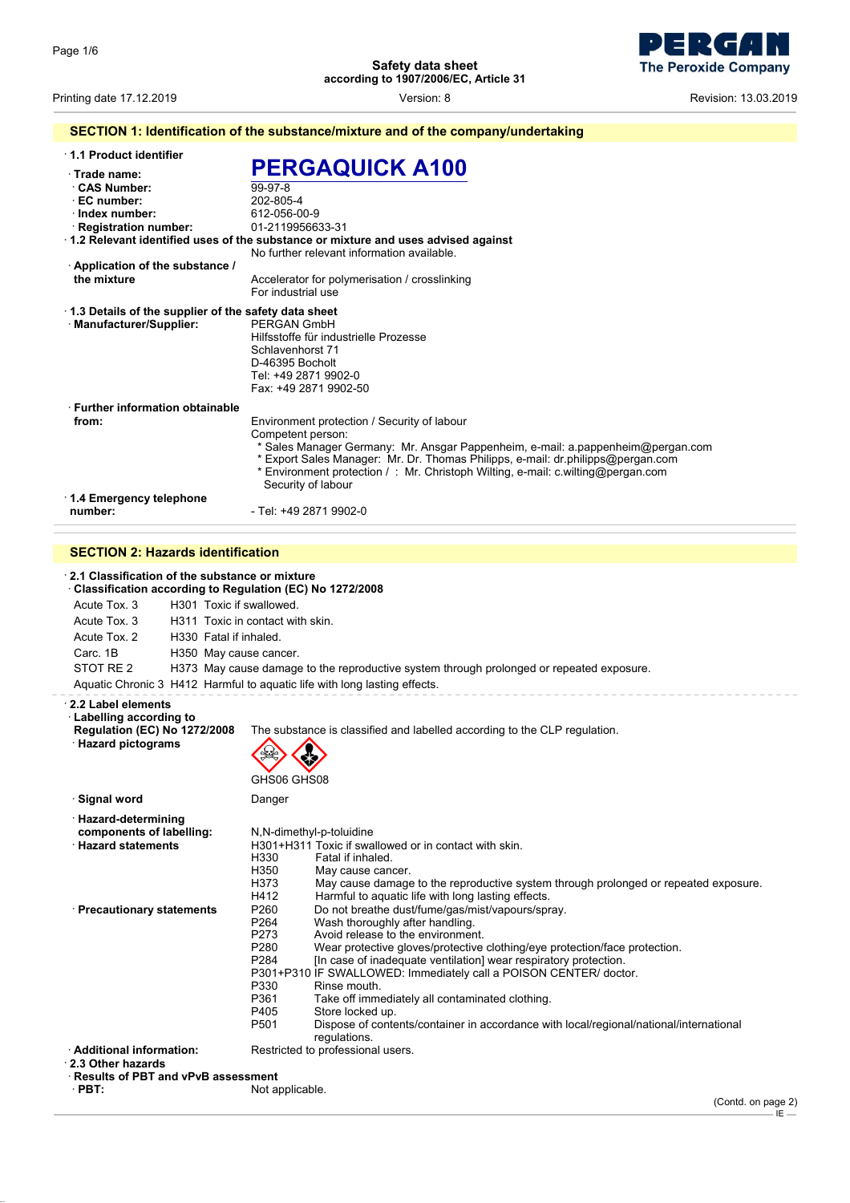# Safety data sheet
according to 1907/2006/EC, Article 31

Printing date 17.12.2019 Version: 8 Revision: 13.03.2019

## SECTION 1: Identification of the substance/mixture and of the company/undertaking

· **1.1 Product identifier**

· **Trade name:** **PERGAQUICK A100**

· **CAS Number:** 99-97-8
· **EC number:** 202-805-4
· **Index number:** 612-056-00-9
· **Registration number:** 01-2119956633-31

· **1.2 Relevant identified uses of the substance or mixture and uses advised against**
No further relevant information available.

· **Application of the substance / the mixture** Accelerator for polymerisation / crosslinking
For industrial use

· **1.3 Details of the supplier of the safety data sheet**
· **Manufacturer/Supplier:**
PERGAN GmbH
Hilfsstoffe für industrielle Prozesse
Schlavenhorst 71
D-46395 Bocholt
Tel: +49 2871 9902-0
Fax: +49 2871 9902-50

· **Further information obtainable from:**
Environment protection / Security of labour
Competent person:
* Sales Manager Germany: Mr. Ansgar Pappenheim, e-mail: a.pappenheim@pergan.com
* Export Sales Manager: Mr. Dr. Thomas Philipps, e-mail: dr.philipps@pergan.com
* Environment protection / : Mr. Christoph Wilting, e-mail: c.wilting@pergan.com Security of labour

· **1.4 Emergency telephone number:** - Tel: +49 2871 9902-0

## SECTION 2: Hazards identification

· **2.1 Classification of the substance or mixture**
· **Classification according to Regulation (EC) No 1272/2008**

| | |
|---|---|
| Acute Tox. 3 | H301 Toxic if swallowed. |
| Acute Tox. 3 | H311 Toxic in contact with skin. |
| Acute Tox. 2 | H330 Fatal if inhaled. |
| Carc. 1B | H350 May cause cancer. |
| STOT RE 2 | H373 May cause damage to the reproductive system through prolonged or repeated exposure. |
| Aquatic Chronic 3 | H412 Harmful to aquatic life with long lasting effects. |

· **2.2 Label elements**
· **Labelling according to Regulation (EC) No 1272/2008** The substance is classified and labelled according to the CLP regulation.
· **Hazard pictograms**

GHS06 GHS08

· **Signal word** Danger

· **Hazard-determining components of labelling:**
N,N-dimethyl-p-toluidine

· **Hazard statements**
H301+H311 Toxic if swallowed or in contact with skin.
H330 Fatal if inhaled.
H350 May cause cancer.
H373 May cause damage to the reproductive system through prolonged or repeated exposure.
H412 Harmful to aquatic life with long lasting effects.

· **Precautionary statements**
P260 Do not breathe dust/fume/gas/mist/vapours/spray.
P264 Wash thoroughly after handling.
P273 Avoid release to the environment.
P280 Wear protective gloves/protective clothing/eye protection/face protection.
P284 [In case of inadequate ventilation] wear respiratory protection.
P301+P310 IF SWALLOWED: Immediately call a POISON CENTER/ doctor.
P330 Rinse mouth.
P361 Take off immediately all contaminated clothing.
P405 Store locked up.
P501 Dispose of contents/container in accordance with local/regional/national/international regulations.

· **Additional information:** Restricted to professional users.

· **2.3 Other hazards**
· **Results of PBT and vPvB assessment**
· **PBT:** Not applicable.

(Contd. on page 2)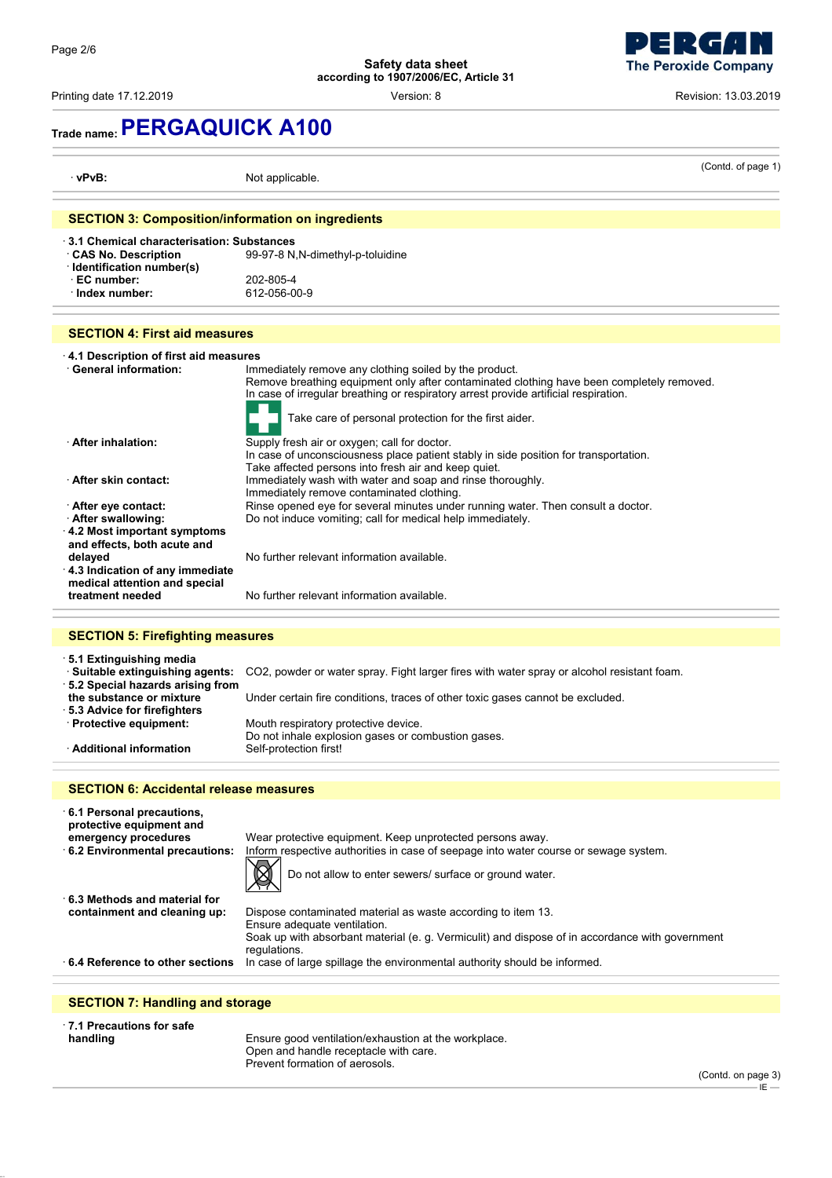Trade name: **PERGAQUICK A100**

(Contd. of page 1)

· **vPvB:** Not applicable.

## SECTION 3: Composition/information on ingredients

· **3.1 Chemical characterisation: Substances**
· **CAS No. Description** 99-97-8 N,N-dimethyl-p-toluidine
· **Identification number(s)**
· **EC number:** 202-805-4
· **Index number:** 612-056-00-9

## SECTION 4: First aid measures

· **4.1 Description of first aid measures**
· **General information:** Immediately remove any clothing soiled by the product.
Remove breathing equipment only after contaminated clothing have been completely removed.
In case of irregular breathing or respiratory arrest provide artificial respiration.
Take care of personal protection for the first aider.
· **After inhalation:** Supply fresh air or oxygen; call for doctor.
In case of unconsciousness place patient stably in side position for transportation.
Take affected persons into fresh air and keep quiet.
· **After skin contact:** Immediately wash with water and soap and rinse thoroughly.
Immediately remove contaminated clothing.
· **After eye contact:** Rinse opened eye for several minutes under running water. Then consult a doctor.
· **After swallowing:** Do not induce vomiting; call for medical help immediately.
· **4.2 Most important symptoms and effects, both acute and delayed** No further relevant information available.
· **4.3 Indication of any immediate medical attention and special treatment needed** No further relevant information available.

## SECTION 5: Firefighting measures

· **5.1 Extinguishing media**
· **Suitable extinguishing agents:** $CO_2$, powder or water spray. Fight larger fires with water spray or alcohol resistant foam.
· **5.2 Special hazards arising from the substance or mixture** Under certain fire conditions, traces of other toxic gases cannot be excluded.
· **5.3 Advice for firefighters**
· **Protective equipment:** Mouth respiratory protective device.
Do not inhale explosion gases or combustion gases.
· **Additional information** Self-protection first!

## SECTION 6: Accidental release measures

· **6.1 Personal precautions, protective equipment and emergency procedures** Wear protective equipment. Keep unprotected persons away.
· **6.2 Environmental precautions:** Inform respective authorities in case of seepage into water course or sewage system.
Do not allow to enter sewers/ surface or ground water.
· **6.3 Methods and material for containment and cleaning up:** Dispose contaminated material as waste according to item 13.
Ensure adequate ventilation.
Soak up with absorbant material (e. g. Vermiculit) and dispose of in accordance with government regulations.
· **6.4 Reference to other sections** In case of large spillage the environmental authority should be informed.

## SECTION 7: Handling and storage

· **7.1 Precautions for safe handling** Ensure good ventilation/exhaustion at the workplace.
Open and handle receptacle with care.
Prevent formation of aerosols.

(Contd. on page 3)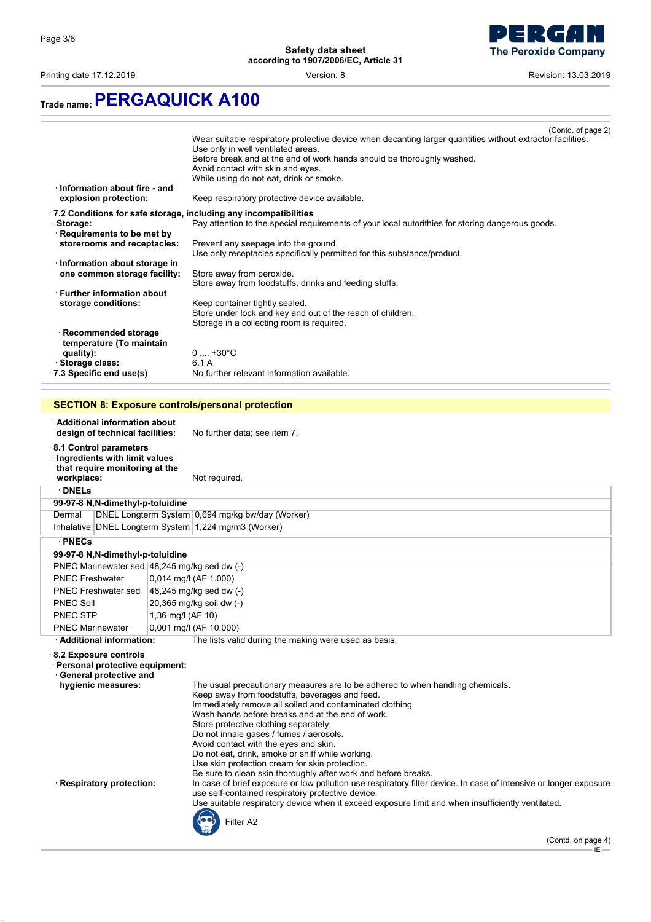Trade name: **PERGAQUICK A100**

(Contd. of page 2)

Wear suitable respiratory protective device when decanting larger quantities without extractor facilities.
Use only in well ventilated areas.
Before break and at the end of work hands should be thoroughly washed.
Avoid contact with skin and eyes.
While using do not eat, drink or smoke.

· **Information about fire - and explosion protection:** Keep respiratory protective device available.

· **7.2 Conditions for safe storage, including any incompatibilities**

· **Storage:** Pay attention to the special requirements of your local autorithies for storing dangerous goods.

· **Requirements to be met by storerooms and receptacles:**
Prevent any seepage into the ground.
Use only receptacles specifically permitted for this substance/product.

· **Information about storage in one common storage facility:**
Store away from peroxide.
Store away from foodstuffs, drinks and feeding stuffs.

· **Further information about storage conditions:**
Keep container tightly sealed.
Store under lock and key and out of the reach of children.
Storage in a collecting room is required.

· **Recommended storage temperature (To maintain quality):** 0 .... +30°C

· **Storage class:** 6.1 A

· **7.3 Specific end use(s)** No further relevant information available.

## SECTION 8: Exposure controls/personal protection

· **Additional information about design of technical facilities:** No further data; see item 7.

· **8.1 Control parameters**

· **Ingredients with limit values that require monitoring at the workplace:** Not required.

· **DNELs**

| 99-97-8 N,N-dimethyl-p-toluidine | | |
|---|---|---|
| Dermal | DNEL Longterm System | 0,694 mg/kg bw/day (Worker) |
| Inhalative | DNEL Longterm System | 1,224 mg/m3 (Worker) |

· **PNECs**

| 99-97-8 N,N-dimethyl-p-toluidine | |
|---|---|
| PNEC Marinewater sed | 48,245 mg/kg sed dw (-) |
| PNEC Freshwater | 0,014 mg/l (AF 1.000) |
| PNEC Freshwater sed | 48,245 mg/kg sed dw (-) |
| PNEC Soil | 20,365 mg/kg soil dw (-) |
| PNEC STP | 1,36 mg/l (AF 10) |
| PNEC Marinewater | 0,001 mg/l (AF 10.000) |

· **Additional information:** The lists valid during the making were used as basis.

· **8.2 Exposure controls**

· **Personal protective equipment:**

· **General protective and hygienic measures:**
The usual precautionary measures are to be adhered to when handling chemicals.
Keep away from foodstuffs, beverages and feed.
Immediately remove all soiled and contaminated clothing
Wash hands before breaks and at the end of work.
Store protective clothing separately.
Do not inhale gases / fumes / aerosols.
Avoid contact with the eyes and skin.
Do not eat, drink, smoke or sniff while working.
Use skin protection cream for skin protection.
Be sure to clean skin thoroughly after work and before breaks.

· **Respiratory protection:** In case of brief exposure or low pollution use respiratory filter device. In case of intensive or longer exposure use self-contained respiratory protective device.
Use suitable respiratory device when it exceed exposure limit and when insufficiently ventilated.

Filter A2

(Contd. on page 4)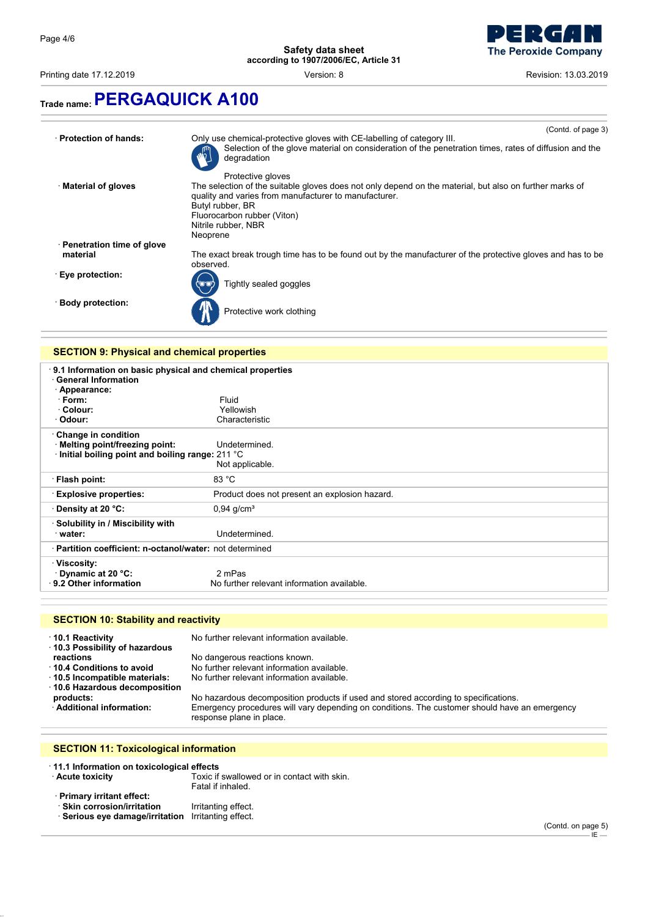**Trade name: PERGAQUICK A100**

(Contd. of page 3)

· **Protection of hands:** Only use chemical-protective gloves with CE-labelling of category III.

Selection of the glove material on consideration of the penetration times, rates of diffusion and the degradation

Protective gloves

· **Material of gloves** The selection of the suitable gloves does not only depend on the material, but also on further marks of quality and varies from manufacturer to manufacturer.

Butyl rubber, BR
Fluorocarbon rubber (Viton)
Nitrile rubber, NBR
Neoprene

· **Penetration time of glove material** The exact break trough time has to be found out by the manufacturer of the protective gloves and has to be observed.

· **Eye protection:** Tightly sealed goggles

· **Body protection:** Protective work clothing

## SECTION 9: Physical and chemical properties

· **9.1 Information on basic physical and chemical properties**

· **General Information**

· **Appearance:**

| | |
|---|---|
| · **Form:** | Fluid |
| · **Colour:** | Yellowish |
| · **Odour:** | Characteristic |
| · **Change in condition** | |
| · **Melting point/freezing point:** | Undetermined. |
| · **Initial boiling point and boiling range:** | 211 °C<br>Not applicable. |
| · **Flash point:** | 83 °C |
| · **Explosive properties:** | Product does not present an explosion hazard. |
| · **Density at 20 °C:** | 0,94 g/cm³ |
| · **Solubility in / Miscibility with** | |
| · **water:** | Undetermined. |
| · **Partition coefficient: n-octanol/water:** | not determined |
| · **Viscosity:** | |
| · **Dynamic at 20 °C:** | 2 mPas |
| · **9.2 Other information** | No further relevant information available. |

## SECTION 10: Stability and reactivity

| | |
|---|---|
| · **10.1 Reactivity** | No further relevant information available. |
| · **10.3 Possibility of hazardous reactions** | No dangerous reactions known. |
| · **10.4 Conditions to avoid** | No further relevant information available. |
| · **10.5 Incompatible materials:** | No further relevant information available. |
| · **10.6 Hazardous decomposition products:** | No hazardous decomposition products if used and stored according to specifications. |
| · **Additional information:** | Emergency procedures will vary depending on conditions. The customer should have an emergency response plane in place. |

## SECTION 11: Toxicological information

· **11.1 Information on toxicological effects**

| | |
|---|---|
| · **Acute toxicity** | Toxic if swallowed or in contact with skin.<br>Fatal if inhaled. |
| · **Primary irritant effect:** | |
| · **Skin corrosion/irritation** | Irritanting effect. |
| · **Serious eye damage/irritation** | Irritanting effect. |

(Contd. on page 5)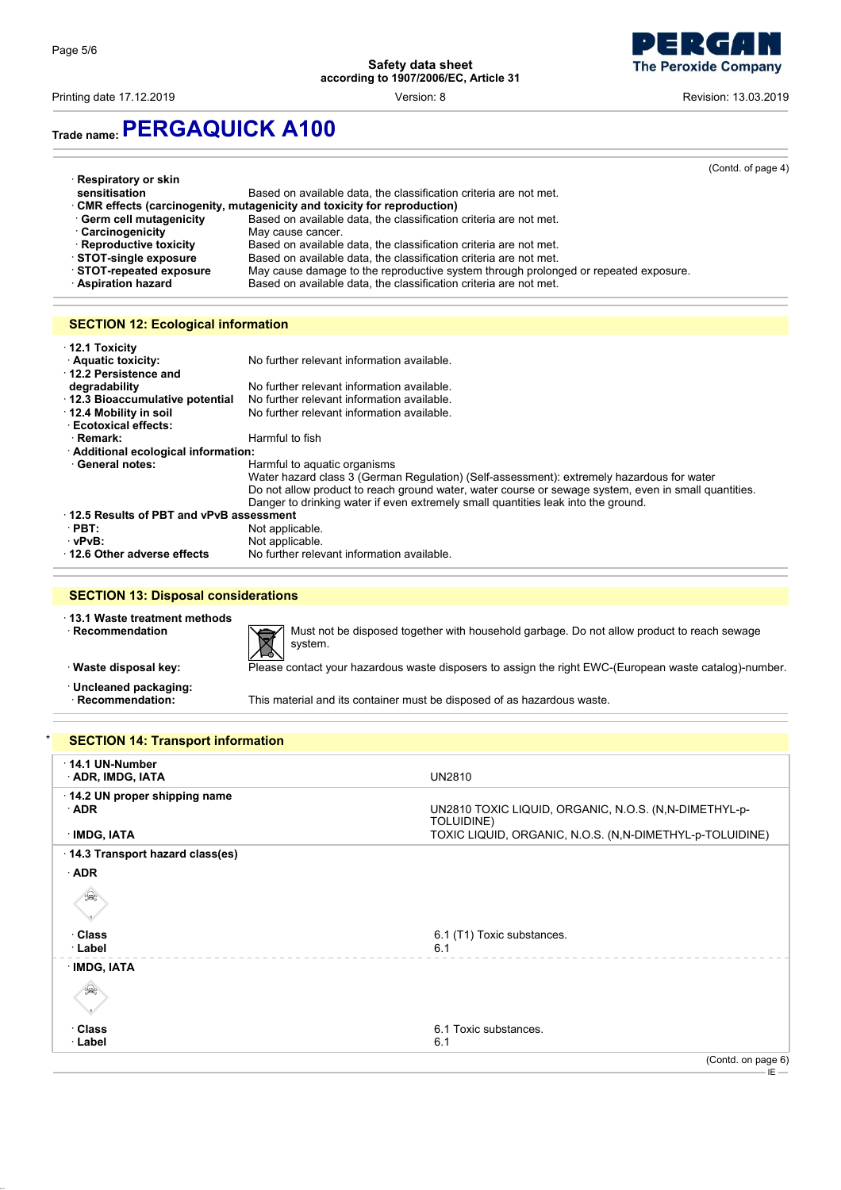Trade name: **PERGAQUICK A100**

(Contd. of page 4)

- **Respiratory or skin sensitisation**: Based on available data, the classification criteria are not met.
- **CMR effects (carcinogenity, mutagenicity and toxicity for reproduction)**
  - **Germ cell mutagenicity**: Based on available data, the classification criteria are not met.
  - **Carcinogenicity**: May cause cancer.
  - **Reproductive toxicity**: Based on available data, the classification criteria are not met.
- **STOT-single exposure**: Based on available data, the classification criteria are not met.
- **STOT-repeated exposure**: May cause damage to the reproductive system through prolonged or repeated exposure.
- **Aspiration hazard**: Based on available data, the classification criteria are not met.

## SECTION 12: Ecological information

- **12.1 Toxicity**
  - **Aquatic toxicity:** No further relevant information available.
- **12.2 Persistence and degradability**: No further relevant information available.
- **12.3 Bioaccumulative potential**: No further relevant information available.
- **12.4 Mobility in soil**: No further relevant information available.
  - **Ecotoxical effects:**
    - **Remark:** Harmful to fish
  - **Additional ecological information:**
    - **General notes:** Harmful to aquatic organisms
      Water hazard class 3 (German Regulation) (Self-assessment): extremely hazardous for water
      Do not allow product to reach ground water, water course or sewage system, even in small quantities.
      Danger to drinking water if even extremely small quantities leak into the ground.
- **12.5 Results of PBT and vPvB assessment**
  - **PBT:** Not applicable.
  - **vPvB:** Not applicable.
- **12.6 Other adverse effects**: No further relevant information available.

## SECTION 13: Disposal considerations

- **13.1 Waste treatment methods**
  - **Recommendation**: Must not be disposed together with household garbage. Do not allow product to reach sewage system.
  - **Waste disposal key:** Please contact your hazardous waste disposers to assign the right EWC-(European waste catalog)-number.
- **Uncleaned packaging:**
  - **Recommendation:** This material and its container must be disposed of as hazardous waste.

## * SECTION 14: Transport information

| | |
|---|---|
| **14.1 UN-Number** | |
| **ADR, IMDG, IATA** | UN2810 |
| **14.2 UN proper shipping name** | |
| **ADR** | UN2810 TOXIC LIQUID, ORGANIC, N.O.S. (N,N-DIMETHYL-p-TOLUIDINE) |
| **IMDG, IATA** | TOXIC LIQUID, ORGANIC, N.O.S. (N,N-DIMETHYL-p-TOLUIDINE) |
| **14.3 Transport hazard class(es)** | |
| **ADR** | |
| **Class** | 6.1 (T1) Toxic substances. |
| **Label** | 6.1 |
| **IMDG, IATA** | |
| **Class** | 6.1 Toxic substances. |
| **Label** | 6.1 |

(Contd. on page 6)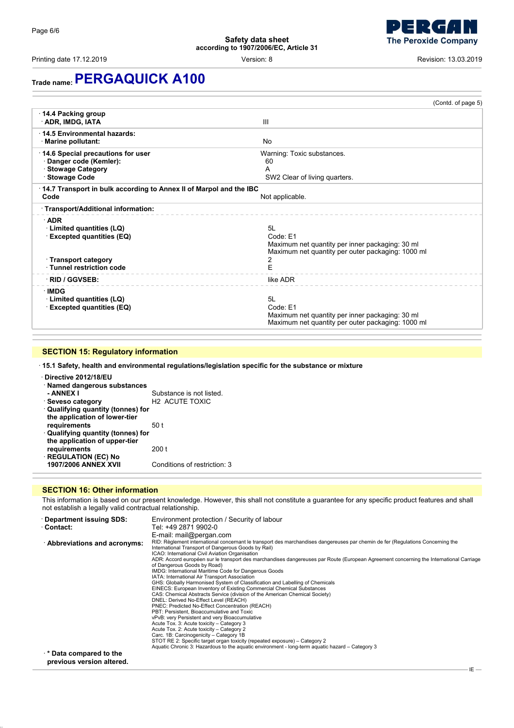Safety data sheet
according to 1907/2006/EC, Article 31

Printing date 17.12.2019 Version: 8 Revision: 13.03.2019

**Trade name: PERGAQUICK A100**

(Contd. of page 5)

| | |
|---|---|
| **· 14.4 Packing group** | |
| **· ADR, IMDG, IATA** | III |
| **· 14.5 Environmental hazards:** | |
| **· Marine pollutant:** | No |
| **· 14.6 Special precautions for user** | Warning: Toxic substances. |
| **· Danger code (Kemler):** | 60 |
| **· Stowage Category** | A |
| **· Stowage Code** | SW2 Clear of living quarters. |
| **· 14.7 Transport in bulk according to Annex II of Marpol and the IBC Code** | Not applicable. |
| **· Transport/Additional information:** | |
| **· ADR** | |
| **· Limited quantities (LQ)** | 5L |
| **· Excepted quantities (EQ)** | Code: E1<br>Maximum net quantity per inner packaging: 30 ml<br>Maximum net quantity per outer packaging: 1000 ml |
| **· Transport category** | 2 |
| **· Tunnel restriction code** | E |
| **· RID / GGVSEB:** | like ADR |
| **· IMDG** | |
| **· Limited quantities (LQ)** | 5L |
| **· Excepted quantities (EQ)** | Code: E1<br>Maximum net quantity per inner packaging: 30 ml<br>Maximum net quantity per outer packaging: 1000 ml |

## SECTION 15: Regulatory information

**· 15.1 Safety, health and environmental regulations/legislation specific for the substance or mixture**

| | |
|---|---|
| **· Directive 2012/18/EU** | |
| **· Named dangerous substances - ANNEX I** | Substance is not listed. |
| **· Seveso category** | H2 ACUTE TOXIC |
| **· Qualifying quantity (tonnes) for the application of lower-tier requirements** | 50 t |
| **· Qualifying quantity (tonnes) for the application of upper-tier requirements** | 200 t |
| **· REGULATION (EC) No 1907/2006 ANNEX XVII** | Conditions of restriction: 3 |

## SECTION 16: Other information

This information is based on our present knowledge. However, this shall not constitute a guarantee for any specific product features and shall not establish a legally valid contractual relationship.

**· Department issuing SDS:** Environment protection / Security of labour

**· Contact:** Tel: +49 2871 9902-0
E-mail: mail@pergan.com

**· Abbreviations and acronyms:**
RID: Règlement international concernant le transport des marchandises dangereuses par chemin de fer (Regulations Concerning the International Transport of Dangerous Goods by Rail)
ICAO: International Civil Aviation Organisation
ADR: Accord européen sur le transport des marchandises dangereuses par Route (European Agreement concerning the International Carriage of Dangerous Goods by Road)
IMDG: International Maritime Code for Dangerous Goods
IATA: International Air Transport Association
GHS: Globally Harmonised System of Classification and Labelling of Chemicals
EINECS: European Inventory of Existing Commercial Chemical Substances
CAS: Chemical Abstracts Service (division of the American Chemical Society)
DNEL: Derived No-Effect Level (REACH)
PNEC: Predicted No-Effect Concentration (REACH)
PBT: Persistent, Bioaccumulative and Toxic
vPvB: very Persistent and very Bioaccumulative
Acute Tox. 3: Acute toxicity – Category 3
Acute Tox. 2: Acute toxicity – Category 2
Carc. 1B: Carcinogenicity – Category 1B
STOT RE 2: Specific target organ toxicity (repeated exposure) – Category 2
Aquatic Chronic 3: Hazardous to the aquatic environment - long-term aquatic hazard – Category 3

**· * Data compared to the previous version altered.**

IE